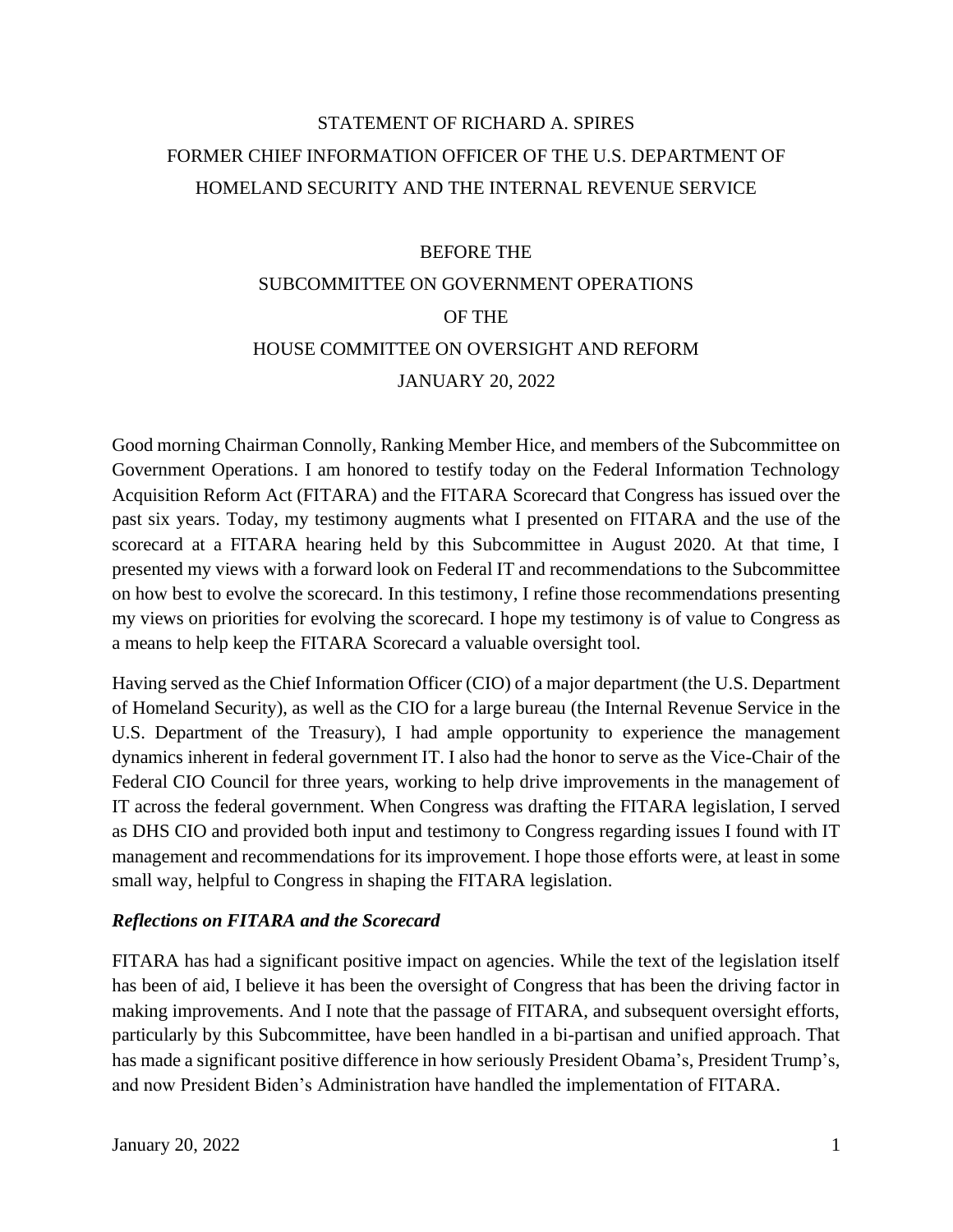# STATEMENT OF RICHARD A. SPIRES
# FORMER CHIEF INFORMATION OFFICER OF THE U.S. DEPARTMENT OF HOMELAND SECURITY AND THE INTERNAL REVENUE SERVICE

BEFORE THE
SUBCOMMITTEE ON GOVERNMENT OPERATIONS
OF THE
HOUSE COMMITTEE ON OVERSIGHT AND REFORM
JANUARY 20, 2022

Good morning Chairman Connolly, Ranking Member Hice, and members of the Subcommittee on Government Operations. I am honored to testify today on the Federal Information Technology Acquisition Reform Act (FITARA) and the FITARA Scorecard that Congress has issued over the past six years. Today, my testimony augments what I presented on FITARA and the use of the scorecard at a FITARA hearing held by this Subcommittee in August 2020. At that time, I presented my views with a forward look on Federal IT and recommendations to the Subcommittee on how best to evolve the scorecard. In this testimony, I refine those recommendations presenting my views on priorities for evolving the scorecard. I hope my testimony is of value to Congress as a means to help keep the FITARA Scorecard a valuable oversight tool.

Having served as the Chief Information Officer (CIO) of a major department (the U.S. Department of Homeland Security), as well as the CIO for a large bureau (the Internal Revenue Service in the U.S. Department of the Treasury), I had ample opportunity to experience the management dynamics inherent in federal government IT. I also had the honor to serve as the Vice-Chair of the Federal CIO Council for three years, working to help drive improvements in the management of IT across the federal government. When Congress was drafting the FITARA legislation, I served as DHS CIO and provided both input and testimony to Congress regarding issues I found with IT management and recommendations for its improvement. I hope those efforts were, at least in some small way, helpful to Congress in shaping the FITARA legislation.

### *Reflections on FITARA and the Scorecard*

FITARA has had a significant positive impact on agencies. While the text of the legislation itself has been of aid, I believe it has been the oversight of Congress that has been the driving factor in making improvements. And I note that the passage of FITARA, and subsequent oversight efforts, particularly by this Subcommittee, have been handled in a bi-partisan and unified approach. That has made a significant positive difference in how seriously President Obama's, President Trump's, and now President Biden's Administration have handled the implementation of FITARA.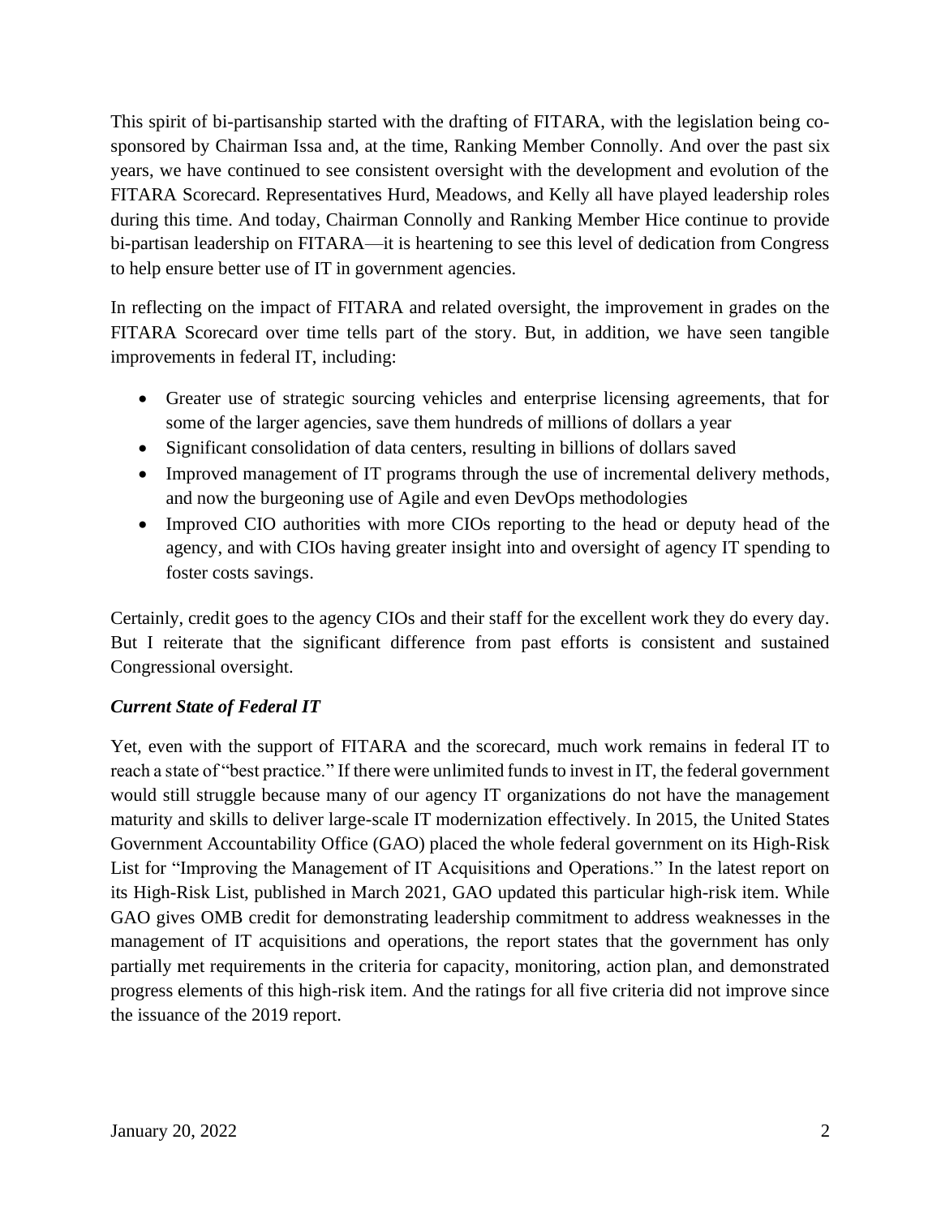This spirit of bi-partisanship started with the drafting of FITARA, with the legislation being co-sponsored by Chairman Issa and, at the time, Ranking Member Connolly. And over the past six years, we have continued to see consistent oversight with the development and evolution of the FITARA Scorecard. Representatives Hurd, Meadows, and Kelly all have played leadership roles during this time. And today, Chairman Connolly and Ranking Member Hice continue to provide bi-partisan leadership on FITARA—it is heartening to see this level of dedication from Congress to help ensure better use of IT in government agencies.

In reflecting on the impact of FITARA and related oversight, the improvement in grades on the FITARA Scorecard over time tells part of the story. But, in addition, we have seen tangible improvements in federal IT, including:

- Greater use of strategic sourcing vehicles and enterprise licensing agreements, that for some of the larger agencies, save them hundreds of millions of dollars a year
- Significant consolidation of data centers, resulting in billions of dollars saved
- Improved management of IT programs through the use of incremental delivery methods, and now the burgeoning use of Agile and even DevOps methodologies
- Improved CIO authorities with more CIOs reporting to the head or deputy head of the agency, and with CIOs having greater insight into and oversight of agency IT spending to foster costs savings.

Certainly, credit goes to the agency CIOs and their staff for the excellent work they do every day. But I reiterate that the significant difference from past efforts is consistent and sustained Congressional oversight.

***Current State of Federal IT***

Yet, even with the support of FITARA and the scorecard, much work remains in federal IT to reach a state of "best practice." If there were unlimited funds to invest in IT, the federal government would still struggle because many of our agency IT organizations do not have the management maturity and skills to deliver large-scale IT modernization effectively. In 2015, the United States Government Accountability Office (GAO) placed the whole federal government on its High-Risk List for "Improving the Management of IT Acquisitions and Operations." In the latest report on its High-Risk List, published in March 2021, GAO updated this particular high-risk item. While GAO gives OMB credit for demonstrating leadership commitment to address weaknesses in the management of IT acquisitions and operations, the report states that the government has only partially met requirements in the criteria for capacity, monitoring, action plan, and demonstrated progress elements of this high-risk item. And the ratings for all five criteria did not improve since the issuance of the 2019 report.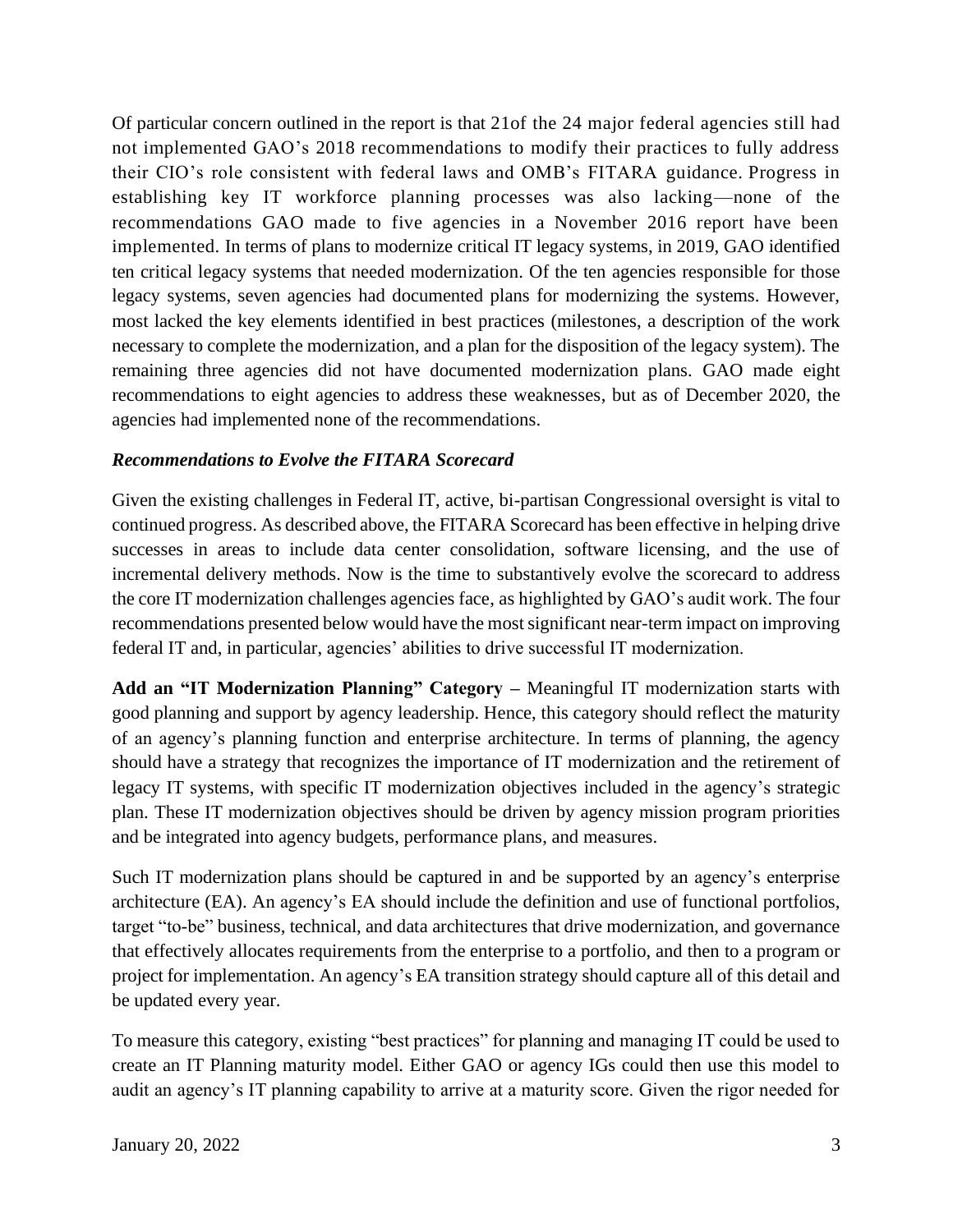Of particular concern outlined in the report is that 21of the 24 major federal agencies still had not implemented GAO's 2018 recommendations to modify their practices to fully address their CIO's role consistent with federal laws and OMB's FITARA guidance. Progress in establishing key IT workforce planning processes was also lacking—none of the recommendations GAO made to five agencies in a November 2016 report have been implemented. In terms of plans to modernize critical IT legacy systems, in 2019, GAO identified ten critical legacy systems that needed modernization. Of the ten agencies responsible for those legacy systems, seven agencies had documented plans for modernizing the systems. However, most lacked the key elements identified in best practices (milestones, a description of the work necessary to complete the modernization, and a plan for the disposition of the legacy system). The remaining three agencies did not have documented modernization plans. GAO made eight recommendations to eight agencies to address these weaknesses, but as of December 2020, the agencies had implemented none of the recommendations.

***Recommendations to Evolve the FITARA Scorecard***

Given the existing challenges in Federal IT, active, bi-partisan Congressional oversight is vital to continued progress. As described above, the FITARA Scorecard has been effective in helping drive successes in areas to include data center consolidation, software licensing, and the use of incremental delivery methods. Now is the time to substantively evolve the scorecard to address the core IT modernization challenges agencies face, as highlighted by GAO's audit work. The four recommendations presented below would have the most significant near-term impact on improving federal IT and, in particular, agencies' abilities to drive successful IT modernization.

**Add an "IT Modernization Planning" Category –** Meaningful IT modernization starts with good planning and support by agency leadership. Hence, this category should reflect the maturity of an agency's planning function and enterprise architecture. In terms of planning, the agency should have a strategy that recognizes the importance of IT modernization and the retirement of legacy IT systems, with specific IT modernization objectives included in the agency's strategic plan. These IT modernization objectives should be driven by agency mission program priorities and be integrated into agency budgets, performance plans, and measures.

Such IT modernization plans should be captured in and be supported by an agency's enterprise architecture (EA). An agency's EA should include the definition and use of functional portfolios, target "to-be" business, technical, and data architectures that drive modernization, and governance that effectively allocates requirements from the enterprise to a portfolio, and then to a program or project for implementation. An agency's EA transition strategy should capture all of this detail and be updated every year.

To measure this category, existing "best practices" for planning and managing IT could be used to create an IT Planning maturity model. Either GAO or agency IGs could then use this model to audit an agency's IT planning capability to arrive at a maturity score. Given the rigor needed for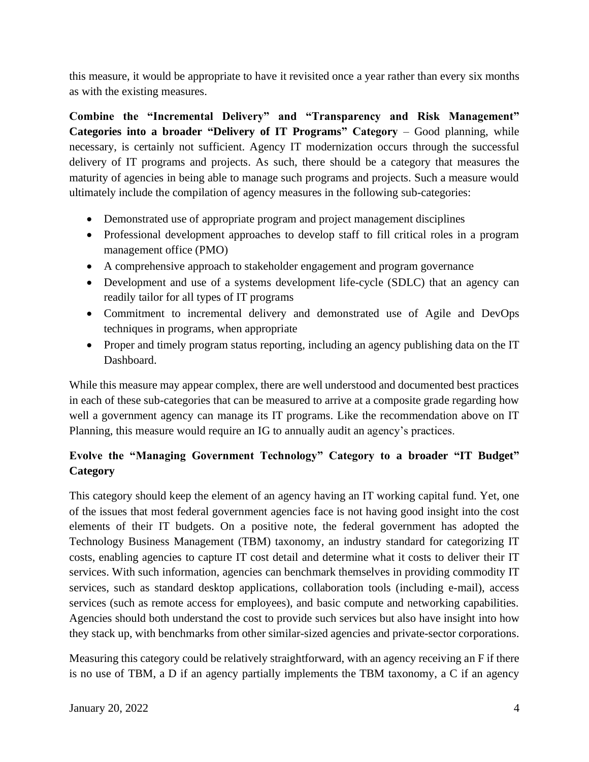this measure, it would be appropriate to have it revisited once a year rather than every six months as with the existing measures.

**Combine the "Incremental Delivery" and "Transparency and Risk Management" Categories into a broader "Delivery of IT Programs" Category** – Good planning, while necessary, is certainly not sufficient. Agency IT modernization occurs through the successful delivery of IT programs and projects. As such, there should be a category that measures the maturity of agencies in being able to manage such programs and projects. Such a measure would ultimately include the compilation of agency measures in the following sub-categories:

- Demonstrated use of appropriate program and project management disciplines
- Professional development approaches to develop staff to fill critical roles in a program management office (PMO)
- A comprehensive approach to stakeholder engagement and program governance
- Development and use of a systems development life-cycle (SDLC) that an agency can readily tailor for all types of IT programs
- Commitment to incremental delivery and demonstrated use of Agile and DevOps techniques in programs, when appropriate
- Proper and timely program status reporting, including an agency publishing data on the IT Dashboard.

While this measure may appear complex, there are well understood and documented best practices in each of these sub-categories that can be measured to arrive at a composite grade regarding how well a government agency can manage its IT programs. Like the recommendation above on IT Planning, this measure would require an IG to annually audit an agency's practices.

**Evolve the "Managing Government Technology" Category to a broader "IT Budget" Category**

This category should keep the element of an agency having an IT working capital fund. Yet, one of the issues that most federal government agencies face is not having good insight into the cost elements of their IT budgets. On a positive note, the federal government has adopted the Technology Business Management (TBM) taxonomy, an industry standard for categorizing IT costs, enabling agencies to capture IT cost detail and determine what it costs to deliver their IT services. With such information, agencies can benchmark themselves in providing commodity IT services, such as standard desktop applications, collaboration tools (including e-mail), access services (such as remote access for employees), and basic compute and networking capabilities. Agencies should both understand the cost to provide such services but also have insight into how they stack up, with benchmarks from other similar-sized agencies and private-sector corporations.

Measuring this category could be relatively straightforward, with an agency receiving an F if there is no use of TBM, a D if an agency partially implements the TBM taxonomy, a C if an agency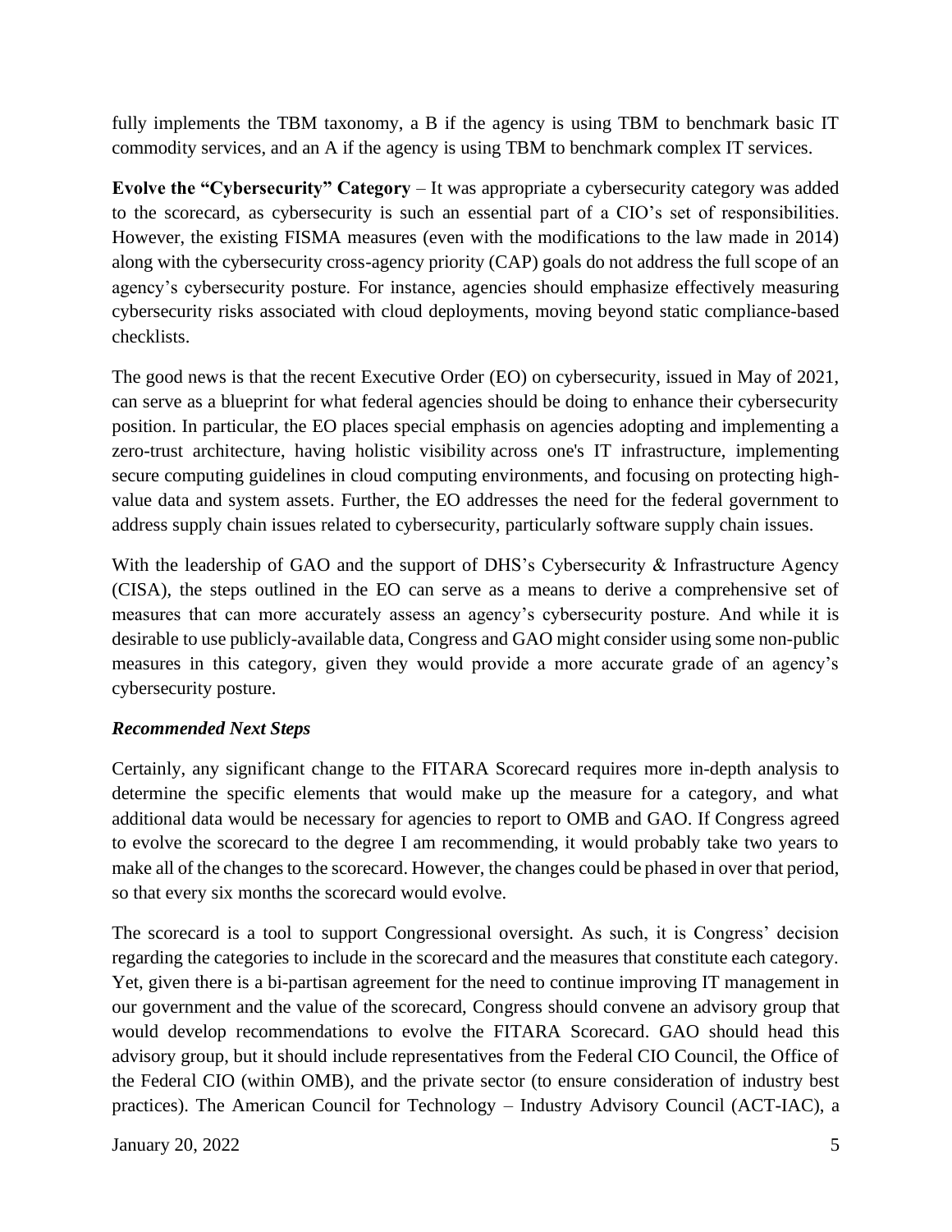fully implements the TBM taxonomy, a B if the agency is using TBM to benchmark basic IT commodity services, and an A if the agency is using TBM to benchmark complex IT services.

**Evolve the "Cybersecurity" Category** – It was appropriate a cybersecurity category was added to the scorecard, as cybersecurity is such an essential part of a CIO's set of responsibilities. However, the existing FISMA measures (even with the modifications to the law made in 2014) along with the cybersecurity cross-agency priority (CAP) goals do not address the full scope of an agency's cybersecurity posture. For instance, agencies should emphasize effectively measuring cybersecurity risks associated with cloud deployments, moving beyond static compliance-based checklists.

The good news is that the recent Executive Order (EO) on cybersecurity, issued in May of 2021, can serve as a blueprint for what federal agencies should be doing to enhance their cybersecurity position. In particular, the EO places special emphasis on agencies adopting and implementing a zero-trust architecture, having holistic visibility across one's IT infrastructure, implementing secure computing guidelines in cloud computing environments, and focusing on protecting high-value data and system assets. Further, the EO addresses the need for the federal government to address supply chain issues related to cybersecurity, particularly software supply chain issues.

With the leadership of GAO and the support of DHS's Cybersecurity & Infrastructure Agency (CISA), the steps outlined in the EO can serve as a means to derive a comprehensive set of measures that can more accurately assess an agency's cybersecurity posture. And while it is desirable to use publicly-available data, Congress and GAO might consider using some non-public measures in this category, given they would provide a more accurate grade of an agency's cybersecurity posture.

***Recommended Next Steps***

Certainly, any significant change to the FITARA Scorecard requires more in-depth analysis to determine the specific elements that would make up the measure for a category, and what additional data would be necessary for agencies to report to OMB and GAO. If Congress agreed to evolve the scorecard to the degree I am recommending, it would probably take two years to make all of the changes to the scorecard. However, the changes could be phased in over that period, so that every six months the scorecard would evolve.

The scorecard is a tool to support Congressional oversight. As such, it is Congress' decision regarding the categories to include in the scorecard and the measures that constitute each category. Yet, given there is a bi-partisan agreement for the need to continue improving IT management in our government and the value of the scorecard, Congress should convene an advisory group that would develop recommendations to evolve the FITARA Scorecard. GAO should head this advisory group, but it should include representatives from the Federal CIO Council, the Office of the Federal CIO (within OMB), and the private sector (to ensure consideration of industry best practices). The American Council for Technology – Industry Advisory Council (ACT-IAC), a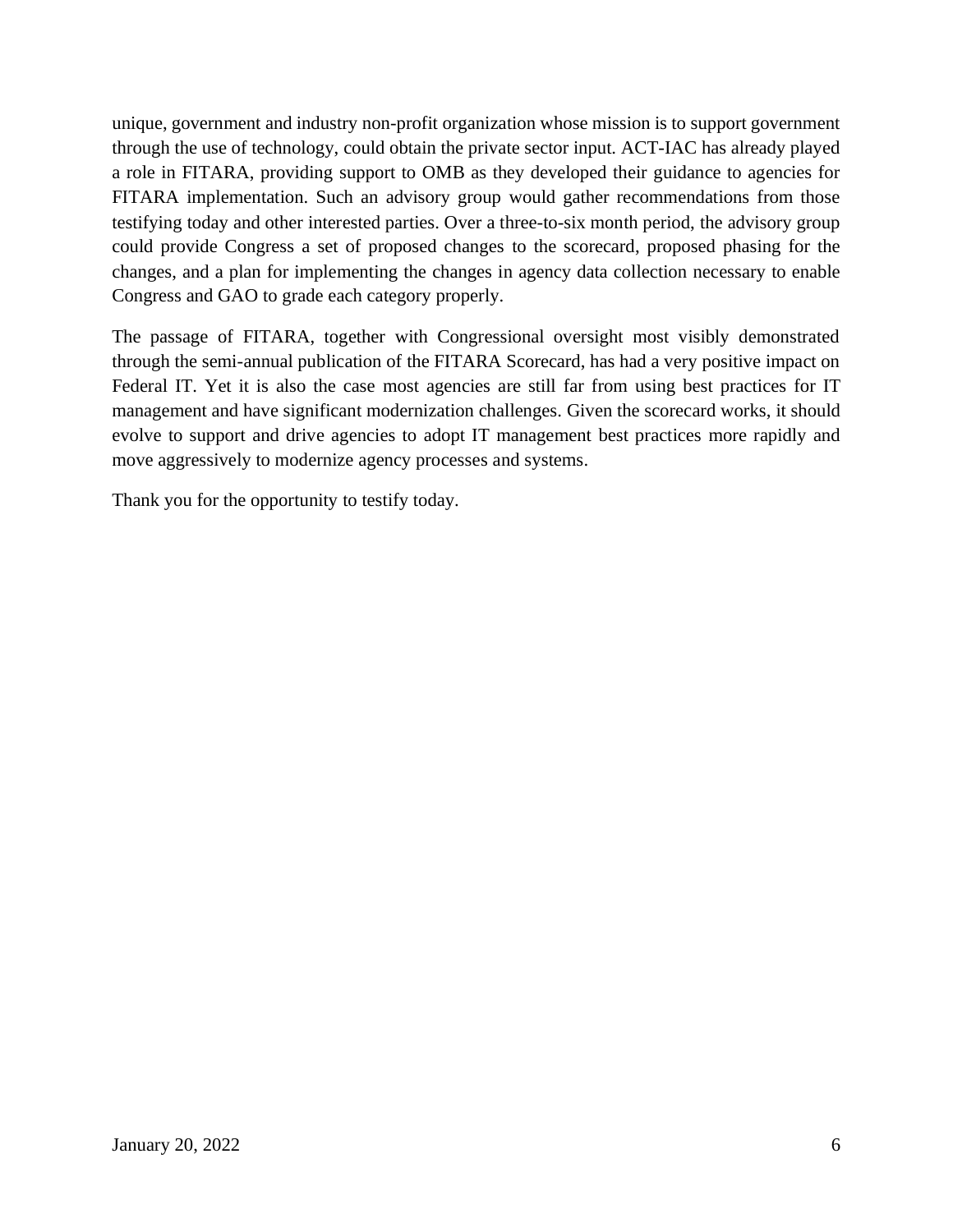unique, government and industry non-profit organization whose mission is to support government through the use of technology, could obtain the private sector input. ACT-IAC has already played a role in FITARA, providing support to OMB as they developed their guidance to agencies for FITARA implementation. Such an advisory group would gather recommendations from those testifying today and other interested parties. Over a three-to-six month period, the advisory group could provide Congress a set of proposed changes to the scorecard, proposed phasing for the changes, and a plan for implementing the changes in agency data collection necessary to enable Congress and GAO to grade each category properly.

The passage of FITARA, together with Congressional oversight most visibly demonstrated through the semi-annual publication of the FITARA Scorecard, has had a very positive impact on Federal IT. Yet it is also the case most agencies are still far from using best practices for IT management and have significant modernization challenges. Given the scorecard works, it should evolve to support and drive agencies to adopt IT management best practices more rapidly and move aggressively to modernize agency processes and systems.

Thank you for the opportunity to testify today.